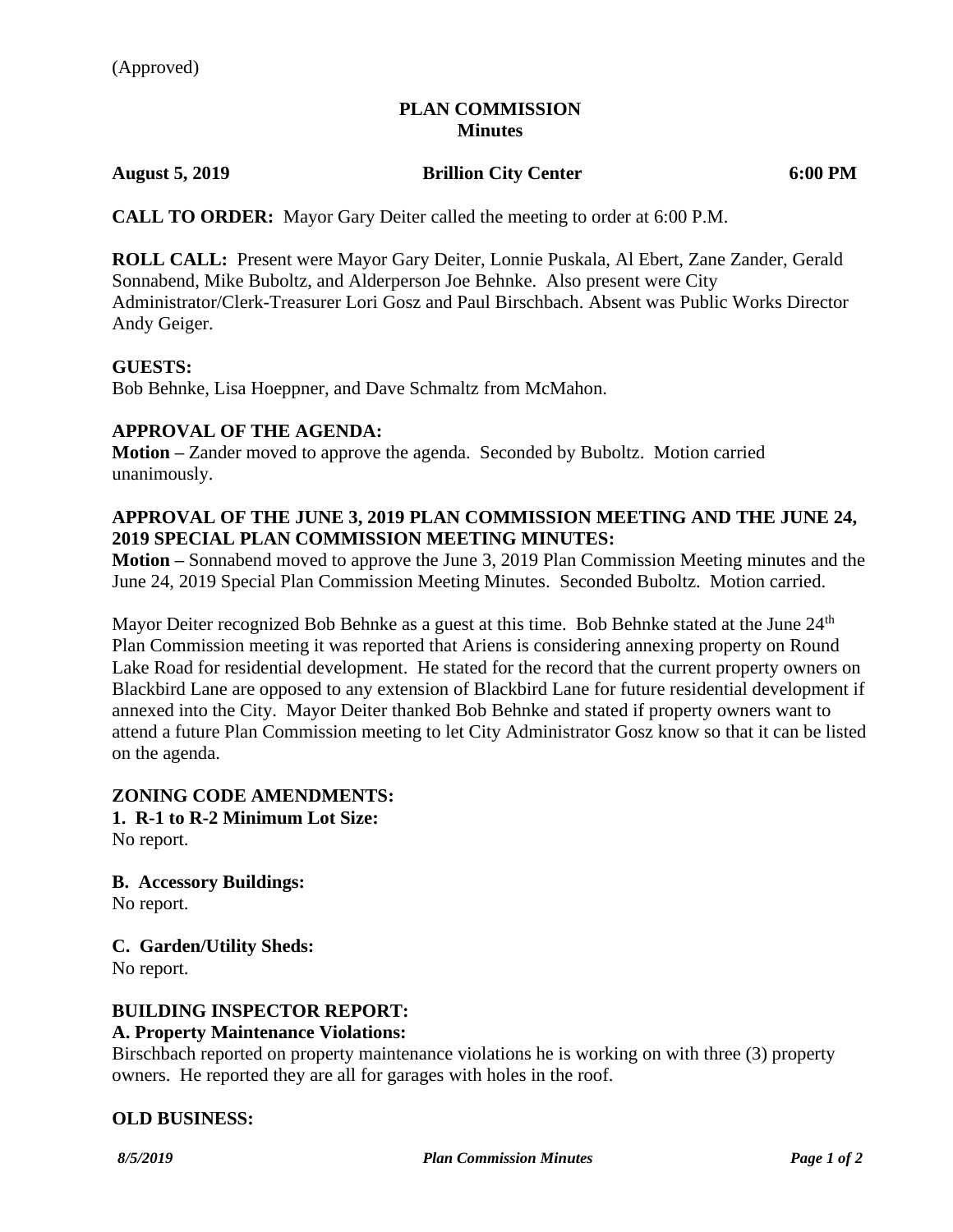(Approved)

# PLAN COMMISSION
## Minutes

**August 5, 2019** **Brillion City Center** **6:00 PM**

**CALL TO ORDER:** Mayor Gary Deiter called the meeting to order at 6:00 P.M.

**ROLL CALL:** Present were Mayor Gary Deiter, Lonnie Puskala, Al Ebert, Zane Zander, Gerald Sonnabend, Mike Buboltz, and Alderperson Joe Behnke. Also present were City Administrator/Clerk-Treasurer Lori Gosz and Paul Birschbach. Absent was Public Works Director Andy Geiger.

**GUESTS:**
Bob Behnke, Lisa Hoeppner, and Dave Schmaltz from McMahon.

**APPROVAL OF THE AGENDA:**
**Motion –** Zander moved to approve the agenda. Seconded by Buboltz. Motion carried unanimously.

**APPROVAL OF THE JUNE 3, 2019 PLAN COMMISSION MEETING AND THE JUNE 24, 2019 SPECIAL PLAN COMMISSION MEETING MINUTES:**
**Motion –** Sonnabend moved to approve the June 3, 2019 Plan Commission Meeting minutes and the June 24, 2019 Special Plan Commission Meeting Minutes. Seconded Buboltz. Motion carried.

Mayor Deiter recognized Bob Behnke as a guest at this time. Bob Behnke stated at the June 24th Plan Commission meeting it was reported that Ariens is considering annexing property on Round Lake Road for residential development. He stated for the record that the current property owners on Blackbird Lane are opposed to any extension of Blackbird Lane for future residential development if annexed into the City. Mayor Deiter thanked Bob Behnke and stated if property owners want to attend a future Plan Commission meeting to let City Administrator Gosz know so that it can be listed on the agenda.

**ZONING CODE AMENDMENTS:**
**1. R-1 to R-2 Minimum Lot Size:**
No report.

**B. Accessory Buildings:**
No report.

**C. Garden/Utility Sheds:**
No report.

**BUILDING INSPECTOR REPORT:**
**A. Property Maintenance Violations:**
Birschbach reported on property maintenance violations he is working on with three (3) property owners. He reported they are all for garages with holes in the roof.

**OLD BUSINESS:**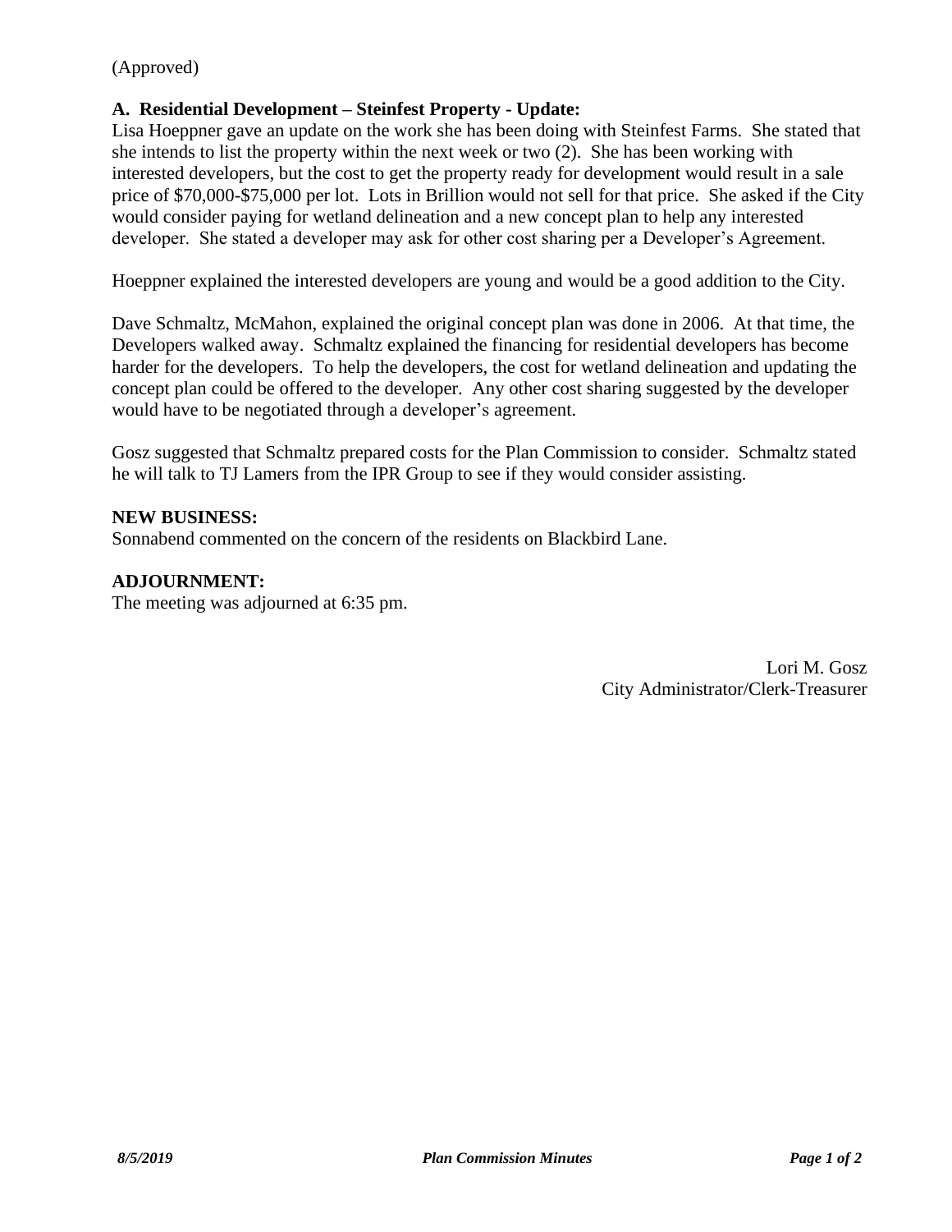(Approved)

**A. Residential Development – Steinfest Property - Update:**
Lisa Hoeppner gave an update on the work she has been doing with Steinfest Farms. She stated that she intends to list the property within the next week or two (2). She has been working with interested developers, but the cost to get the property ready for development would result in a sale price of $70,000-$75,000 per lot. Lots in Brillion would not sell for that price. She asked if the City would consider paying for wetland delineation and a new concept plan to help any interested developer. She stated a developer may ask for other cost sharing per a Developer's Agreement.

Hoeppner explained the interested developers are young and would be a good addition to the City.

Dave Schmaltz, McMahon, explained the original concept plan was done in 2006. At that time, the Developers walked away. Schmaltz explained the financing for residential developers has become harder for the developers. To help the developers, the cost for wetland delineation and updating the concept plan could be offered to the developer. Any other cost sharing suggested by the developer would have to be negotiated through a developer's agreement.

Gosz suggested that Schmaltz prepared costs for the Plan Commission to consider. Schmaltz stated he will talk to TJ Lamers from the IPR Group to see if they would consider assisting.

**NEW BUSINESS:**
Sonnabend commented on the concern of the residents on Blackbird Lane.

**ADJOURNMENT:**
The meeting was adjourned at 6:35 pm.

Lori M. Gosz
City Administrator/Clerk-Treasurer